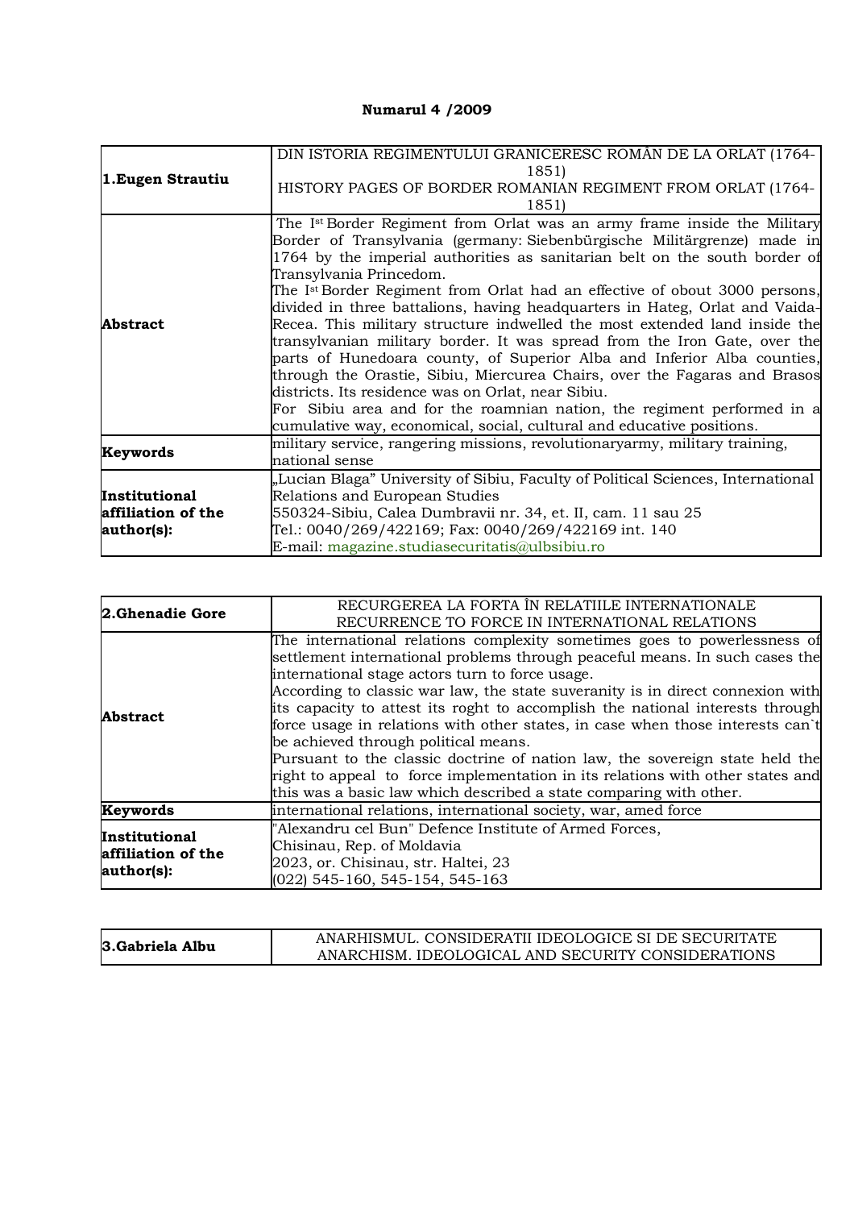**Numarul 4 /2009**

| **1.Eugen Strautiu** | DIN ISTORIA REGIMENTULUI GRANICERESC ROMÂN DE LA ORLAT (1764-1851)<br>HISTORY PAGES OF BORDER ROMANIAN REGIMENT FROM ORLAT (1764-1851) |
|---|---|
| **Abstract** | The I[st] Border Regiment from Orlat was an army frame inside the Military Border of Transylvania (germany: Siebenbürgische Militärgrenze) made in 1764 by the imperial authorities as sanitarian belt on the south border of Transylvania Princedom.<br>The I[st] Border Regiment from Orlat had an effective of obout 3000 persons, divided in three battalions, having headquarters in Hateg, Orlat and Vaida-Recea. This military structure indwelled the most extended land inside the transylvanian military border. It was spread from the Iron Gate, over the parts of Hunedoara county, of Superior Alba and Inferior Alba counties, through the Orastie, Sibiu, Miercurea Chairs, over the Fagaras and Brasos districts. Its residence was on Orlat, near Sibiu.<br>For Sibiu area and for the roamnian nation, the regiment performed in a cumulative way, economical, social, cultural and educative positions. |
| **Keywords** | military service, rangering missions, revolutionaryarmy, military training, national sense |
| **Institutional affiliation of the author(s):** | „Lucian Blaga" University of Sibiu, Faculty of Political Sciences, International Relations and European Studies<br>550324-Sibiu, Calea Dumbravii nr. 34, et. II, cam. 11 sau 25<br>Tel.: 0040/269/422169; Fax: 0040/269/422169 int. 140<br>E-mail: magazine.studiasecuritatis@ulbsibiu.ro |

| **2.Ghenadie Gore** | RECURGEREA LA FORTA ÎN RELATIILE INTERNATIONALE<br>RECURRENCE TO FORCE IN INTERNATIONAL RELATIONS |
|---|---|
| **Abstract** | The international relations complexity sometimes goes to powerlessness of settlement international problems through peaceful means. In such cases the international stage actors turn to force usage.<br>According to classic war law, the state suveranity is in direct connexion with its capacity to attest its roght to accomplish the national interests through force usage in relations with other states, in case when those interests can`t be achieved through political means.<br>Pursuant to the classic doctrine of nation law, the sovereign state held the right to appeal to force implementation in its relations with other states and this was a basic law which described a state comparing with other. |
| **Keywords** | international relations, international society, war, amed force |
| **Institutional affiliation of the author(s):** | "Alexandru cel Bun" Defence Institute of Armed Forces,<br>Chisinau, Rep. of Moldavia<br>2023, or. Chisinau, str. Haltei, 23<br>(022) 545-160, 545-154, 545-163 |

| **3.Gabriela Albu** | ANARHISMUL. CONSIDERATII IDEOLOGICE SI DE SECURITATE<br>ANARCHISM. IDEOLOGICAL AND SECURITY CONSIDERATIONS |
|---|---|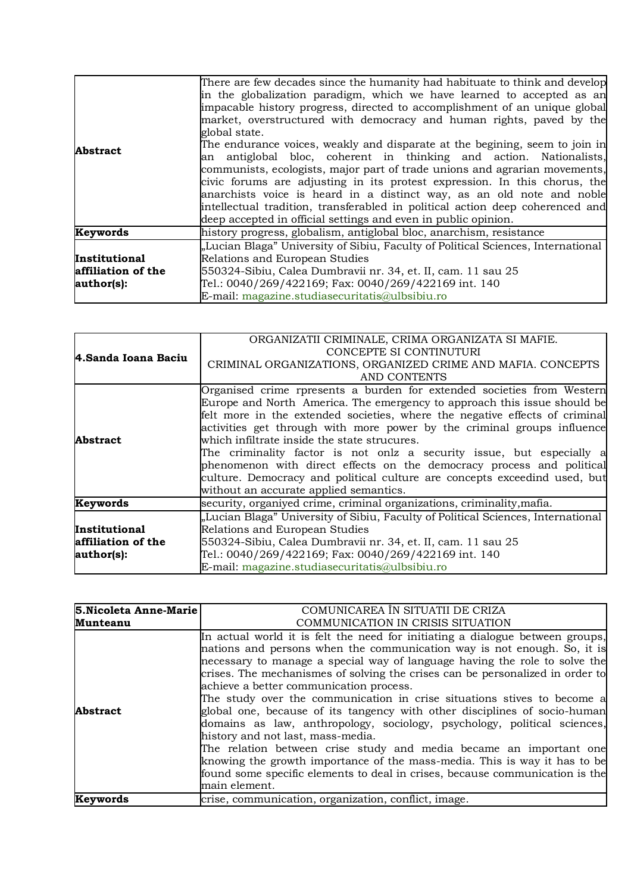| | |
|---|---|
| **Abstract** | There are few decades since the humanity had habituate to think and develop in the globalization paradigm, which we have learned to accepted as an impacable history progress, directed to accomplishment of an unique global market, overstructured with democracy and human rights, paved by the global state.<br>The endurance voices, weakly and disparate at the begining, seem to join in an antiglobal bloc, coherent in thinking and action. Nationalists, communists, ecologists, major part of trade unions and agrarian movements, civic forums are adjusting in its protest expression. In this chorus, the anarchists voice is heard in a distinct way, as an old note and noble intellectual tradition, transferabled in political action deep coherenced and deep accepted in official settings and even in public opinion. |
| **Keywords** | history progress, globalism, antiglobal bloc, anarchism, resistance |
| **Institutional affiliation of the author(s):** | „Lucian Blaga" University of Sibiu, Faculty of Political Sciences, International Relations and European Studies<br>550324-Sibiu, Calea Dumbravii nr. 34, et. II, cam. 11 sau 25<br>Tel.: 0040/269/422169; Fax: 0040/269/422169 int. 140<br>E-mail: magazine.studiasecuritatis@ulbsibiu.ro |

| **4.Sanda Ioana Baciu** | ORGANIZATII CRIMINALE, CRIMA ORGANIZATA SI MAFIE. CONCEPTE SI CONTINUTURI<br>CRIMINAL ORGANIZATIONS, ORGANIZED CRIME AND MAFIA. CONCEPTS AND CONTENTS |
|---|---|
| **Abstract** | Organised crime rpresents a burden for extended societies from Western Europe and North America. The emergency to approach this issue should be felt more in the extended societies, where the negative effects of criminal activities get through with more power by the criminal groups influence which infiltrate inside the state strucures.<br>The criminality factor is not onlz a security issue, but especially a phenomenon with direct effects on the democracy process and political culture. Democracy and political culture are concepts exceedind used, but without an accurate applied semantics. |
| **Keywords** | security, organiyed crime, criminal organizations, criminality,mafia. |
| **Institutional affiliation of the author(s):** | „Lucian Blaga" University of Sibiu, Faculty of Political Sciences, International Relations and European Studies<br>550324-Sibiu, Calea Dumbravii nr. 34, et. II, cam. 11 sau 25<br>Tel.: 0040/269/422169; Fax: 0040/269/422169 int. 140<br>E-mail: magazine.studiasecuritatis@ulbsibiu.ro |

| **5.Nicoleta Anne-Marie Munteanu** | COMUNICAREA ÎN SITUATII DE CRIZA<br>COMMUNICATION IN CRISIS SITUATION |
|---|---|
| **Abstract** | In actual world it is felt the need for initiating a dialogue between groups, nations and persons when the communication way is not enough. So, it is necessary to manage a special way of language having the role to solve the crises. The mechanismes of solving the crises can be personalized in order to achieve a better communication process.<br>The study over the communication in crise situations stives to become a global one, because of its tangency with other disciplines of socio-human domains as law, anthropology, sociology, psychology, political sciences, history and not last, mass-media.<br>The relation between crise study and media became an important one knowing the growth importance of the mass-media. This is way it has to be found some specific elements to deal in crises, because communication is the main element. |
| **Keywords** | crise, communication, organization, conflict, image. |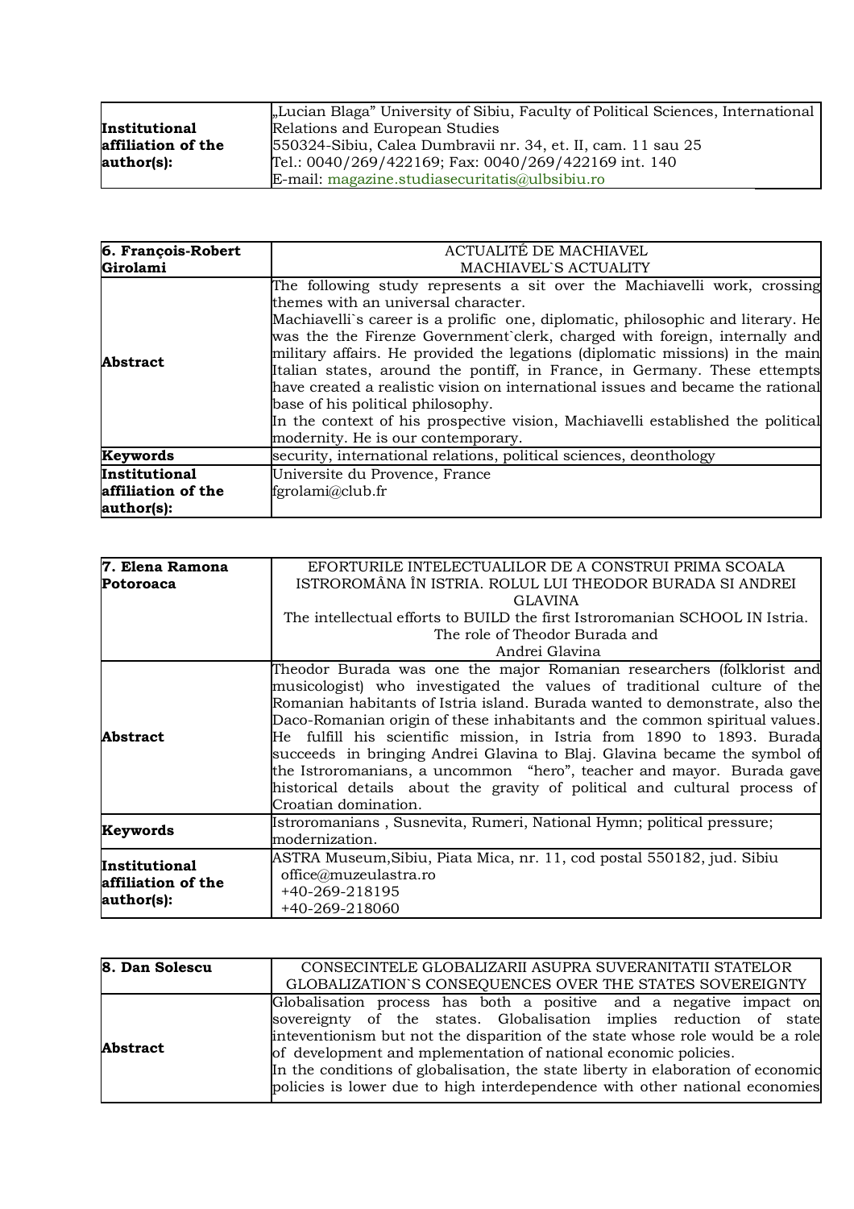| Institutional affiliation of the author(s): | „Lucian Blaga" University of Sibiu, Faculty of Political Sciences, International Relations and European Studies<br>550324-Sibiu, Calea Dumbravii nr. 34, et. II, cam. 11 sau 25<br>Tel.: 0040/269/422169; Fax: 0040/269/422169 int. 140<br>E-mail: magazine.studiasecuritatis@ulbsibiu.ro |
|---|---|

| **6. François-Robert Girolami** | ACTUALITÉ DE MACHIAVEL<br>MACHIAVEL`S ACTUALITY |
|---|---|
| **Abstract** | The following study represents a sit over the Machiavelli work, crossing themes with an universal character.<br>Machiavelli`s career is a prolific one, diplomatic, philosophic and literary. He was the the Firenze Government`clerk, charged with foreign, internally and military affairs. He provided the legations (diplomatic missions) in the main Italian states, around the pontiff, in France, in Germany. These ettempts have created a realistic vision on international issues and became the rational base of his political philosophy.<br>In the context of his prospective vision, Machiavelli established the political modernity. He is our contemporary. |
| **Keywords** | security, international relations, political sciences, deonthology |
| **Institutional affiliation of the author(s):** | Universite du Provence, France<br>fgrolami@club.fr |

| **7. Elena Ramona Potoroaca** | EFORTURILE INTELECTUALILOR DE A CONSTRUI PRIMA SCOALA ISTROROMÂNA ÎN ISTRIA. ROLUL LUI THEODOR BURADA SI ANDREI GLAVINA<br>The intellectual efforts to BUILD the first Istroromanian SCHOOL IN Istria. The role of Theodor Burada and Andrei Glavina |
|---|---|
| **Abstract** | Theodor Burada was one the major Romanian researchers (folklorist and musicologist) who investigated the values of traditional culture of the Romanian habitants of Istria island. Burada wanted to demonstrate, also the Daco-Romanian origin of these inhabitants and the common spiritual values. He fulfill his scientific mission, in Istria from 1890 to 1893. Burada succeeds in bringing Andrei Glavina to Blaj. Glavina became the symbol of the Istroromanians, a uncommon "hero", teacher and mayor. Burada gave historical details about the gravity of political and cultural process of Croatian domination. |
| **Keywords** | Istroromanians , Susnevita, Rumeri, National Hymn; political pressure; modernization. |
| **Institutional affiliation of the author(s):** | ASTRA Museum,Sibiu, Piata Mica, nr. 11, cod postal 550182, jud. Sibiu<br>office@muzeulastra.ro<br>+40-269-218195<br>+40-269-218060 |

| **8. Dan Solescu** | CONSECINTELE GLOBALIZARII ASUPRA SUVERANITATII STATELOR<br>GLOBALIZATION`S CONSEQUENCES OVER THE STATES SOVEREIGNTY |
|---|---|
| **Abstract** | Globalisation process has both a positive and a negative impact on sovereignty of the states. Globalisation implies reduction of state inteventionism but not the disparition of the state whose role would be a role of development and mplementation of national economic policies.<br>In the conditions of globalisation, the state liberty in elaboration of economic policies is lower due to high interdependence with other national economies |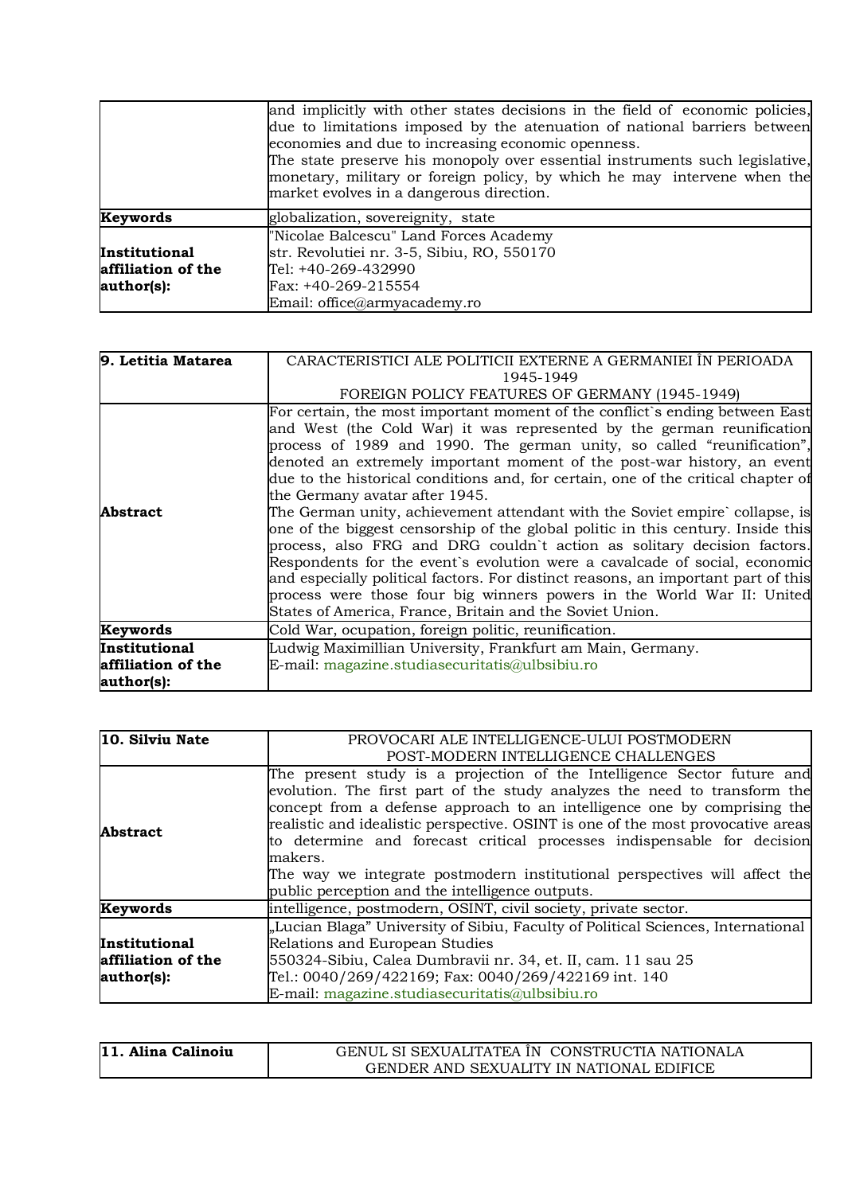| | |
|---|---|
| | and implicitly with other states decisions in the field of economic policies, due to limitations imposed by the atenuation of national barriers between economies and due to increasing economic openness.<br>The state preserve his monopoly over essential instruments such legislative, monetary, military or foreign policy, by which he may intervene when the market evolves in a dangerous direction. |
| **Keywords** | globalization, sovereignity, state |
| **Institutional affiliation of the author(s):** | "Nicolae Balcescu" Land Forces Academy<br>str. Revolutiei nr. 3-5, Sibiu, RO, 550170<br>Tel: +40-269-432990<br>Fax: +40-269-215554<br>Email: office@armyacademy.ro |

| **9. Letitia Matarea** | CARACTERISTICI ALE POLITICII EXTERNE A GERMANIEI ÎN PERIOADA 1945-1949<br>FOREIGN POLICY FEATURES OF GERMANY (1945-1949) |
|---|---|
| **Abstract** | For certain, the most important moment of the conflict`s ending between East and West (the Cold War) it was represented by the german reunification process of 1989 and 1990. The german unity, so called "reunification", denoted an extremely important moment of the post-war history, an event due to the historical conditions and, for certain, one of the critical chapter of the Germany avatar after 1945.<br>The German unity, achievement attendant with the Soviet empire` collapse, is one of the biggest censorship of the global politic in this century. Inside this process, also FRG and DRG couldn`t action as solitary decision factors. Respondents for the event`s evolution were a cavalcade of social, economic and especially political factors. For distinct reasons, an important part of this process were those four big winners powers in the World War II: United States of America, France, Britain and the Soviet Union. |
| **Keywords** | Cold War, ocupation, foreign politic, reunification. |
| **Institutional affiliation of the author(s):** | Ludwig Maximillian University, Frankfurt am Main, Germany.<br>E-mail: magazine.studiasecuritatis@ulbsibiu.ro |

| **10. Silviu Nate** | PROVOCARI ALE INTELLIGENCE-ULUI POSTMODERN<br>POST-MODERN INTELLIGENCE CHALLENGES |
|---|---|
| **Abstract** | The present study is a projection of the Intelligence Sector future and evolution. The first part of the study analyzes the need to transform the concept from a defense approach to an intelligence one by comprising the realistic and idealistic perspective. OSINT is one of the most provocative areas to determine and forecast critical processes indispensable for decision makers.<br>The way we integrate postmodern institutional perspectives will affect the public perception and the intelligence outputs. |
| **Keywords** | intelligence, postmodern, OSINT, civil society, private sector. |
| **Institutional affiliation of the author(s):** | „Lucian Blaga" University of Sibiu, Faculty of Political Sciences, International Relations and European Studies<br>550324-Sibiu, Calea Dumbravii nr. 34, et. II, cam. 11 sau 25<br>Tel.: 0040/269/422169; Fax: 0040/269/422169 int. 140<br>E-mail: magazine.studiasecuritatis@ulbsibiu.ro |

| **11. Alina Calinoiu** | GENUL SI SEXUALITATEA ÎN CONSTRUCTIA NATIONALA<br>GENDER AND SEXUALITY IN NATIONAL EDIFICE |
|---|---|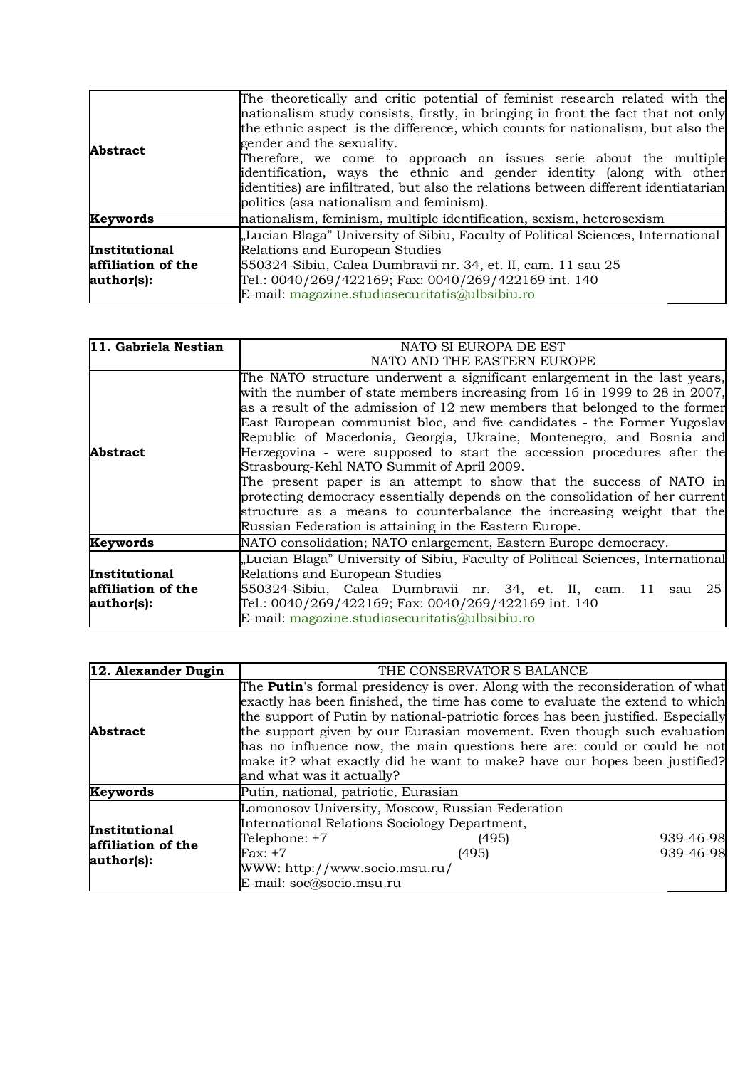| | |
|---|---|
| **Abstract** | The theoretically and critic potential of feminist research related with the nationalism study consists, firstly, in bringing in front the fact that not only the ethnic aspect is the difference, which counts for nationalism, but also the gender and the sexuality.<br>Therefore, we come to approach an issues serie about the multiple identification, ways the ethnic and gender identity (along with other identities) are infiltrated, but also the relations between different identiatarian politics (asa nationalism and feminism). |
| **Keywords** | nationalism, feminism, multiple identification, sexism, heterosexism |
| **Institutional affiliation of the author(s):** | „Lucian Blaga" University of Sibiu, Faculty of Political Sciences, International Relations and European Studies<br>550324-Sibiu, Calea Dumbravii nr. 34, et. II, cam. 11 sau 25<br>Tel.: 0040/269/422169; Fax: 0040/269/422169 int. 140<br>E-mail: magazine.studiasecuritatis@ulbsibiu.ro |

| **11. Gabriela Nestian** | NATO SI EUROPA DE EST<br>NATO AND THE EASTERN EUROPE |
|---|---|
| **Abstract** | The NATO structure underwent a significant enlargement in the last years, with the number of state members increasing from 16 in 1999 to 28 in 2007, as a result of the admission of 12 new members that belonged to the former East European communist bloc, and five candidates - the Former Yugoslav Republic of Macedonia, Georgia, Ukraine, Montenegro, and Bosnia and Herzegovina - were supposed to start the accession procedures after the Strasbourg-Kehl NATO Summit of April 2009.<br>The present paper is an attempt to show that the success of NATO in protecting democracy essentially depends on the consolidation of her current structure as a means to counterbalance the increasing weight that the Russian Federation is attaining in the Eastern Europe. |
| **Keywords** | NATO consolidation; NATO enlargement, Eastern Europe democracy. |
| **Institutional affiliation of the author(s):** | „Lucian Blaga" University of Sibiu, Faculty of Political Sciences, International Relations and European Studies<br>550324-Sibiu, Calea Dumbravii nr. 34, et. II, cam. 11 sau 25<br>Tel.: 0040/269/422169; Fax: 0040/269/422169 int. 140<br>E-mail: magazine.studiasecuritatis@ulbsibiu.ro |

| **12. Alexander Dugin** | THE CONSERVATOR'S BALANCE |
|---|---|
| **Abstract** | The **Putin**'s formal presidency is over. Along with the reconsideration of what exactly has been finished, the time has come to evaluate the extend to which the support of Putin by national-patriotic forces has been justified. Especially the support given by our Eurasian movement. Even though such evaluation has no influence now, the main questions here are: could or could he not make it? what exactly did he want to make? have our hopes been justified? and what was it actually? |
| **Keywords** | Putin, national, patriotic, Eurasian |
| **Institutional affiliation of the author(s):** | Lomonosov University, Moscow, Russian Federation<br>International Relations Sociology Department,<br>Telephone: +7 (495) 939-46-98<br>Fax: +7 (495) 939-46-98<br>WWW: http://www.socio.msu.ru/<br>E-mail: soc@socio.msu.ru |